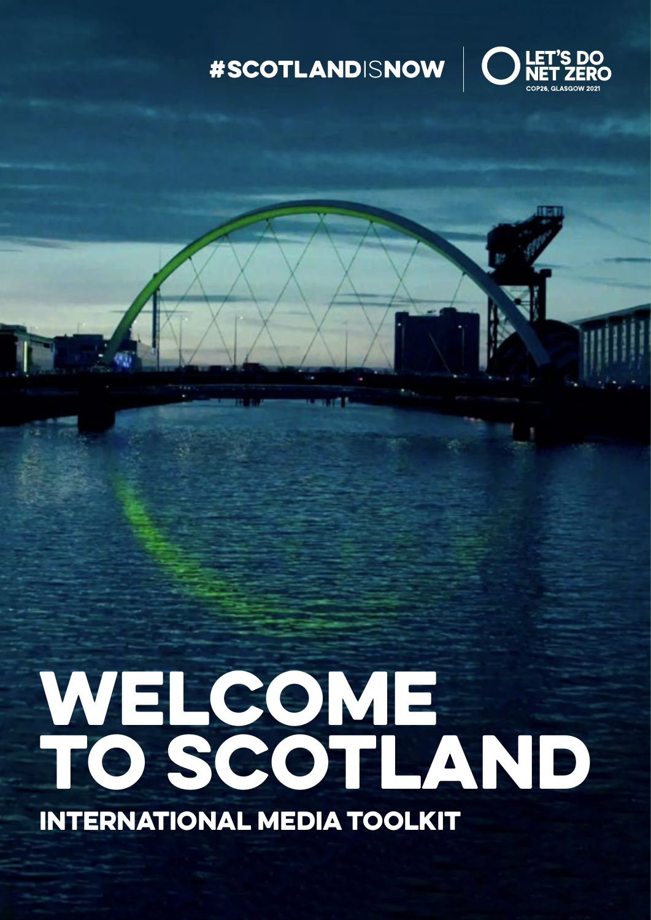#SCOTLANDISNOW

LET'S DO NET ZERO
COP26, GLASGOW 2021

# WELCOME TO SCOTLAND

## INTERNATIONAL MEDIA TOOLKIT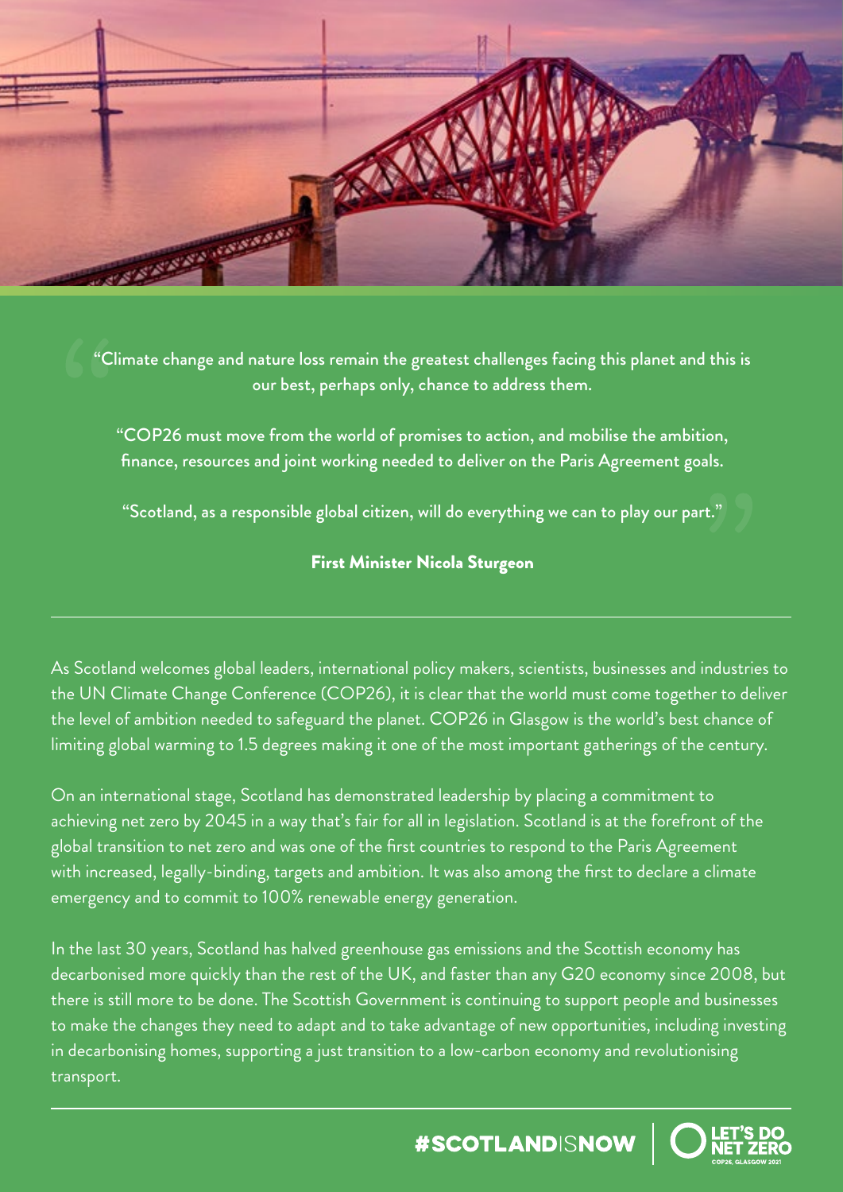"Climate change and nature loss remain the greatest challenges facing this planet and this is our best, perhaps only, chance to address them.

"COP26 must move from the world of promises to action, and mobilise the ambition, finance, resources and joint working needed to deliver on the Paris Agreement goals.

"Scotland, as a responsible global citizen, will do everything we can to play our part."

**First Minister Nicola Sturgeon**

---

As Scotland welcomes global leaders, international policy makers, scientists, businesses and industries to the UN Climate Change Conference (COP26), it is clear that the world must come together to deliver the level of ambition needed to safeguard the planet. COP26 in Glasgow is the world's best chance of limiting global warming to 1.5 degrees making it one of the most important gatherings of the century.

On an international stage, Scotland has demonstrated leadership by placing a commitment to achieving net zero by 2045 in a way that's fair for all in legislation. Scotland is at the forefront of the global transition to net zero and was one of the first countries to respond to the Paris Agreement with increased, legally-binding, targets and ambition. It was also among the first to declare a climate emergency and to commit to 100% renewable energy generation.

In the last 30 years, Scotland has halved greenhouse gas emissions and the Scottish economy has decarbonised more quickly than the rest of the UK, and faster than any G20 economy since 2008, but there is still more to be done. The Scottish Government is continuing to support people and businesses to make the changes they need to adapt and to take advantage of new opportunities, including investing in decarbonising homes, supporting a just transition to a low-carbon economy and revolutionising transport.

#SCOTLANDISNOW | LET'S DO NET ZERO COP26, GLASGOW 2021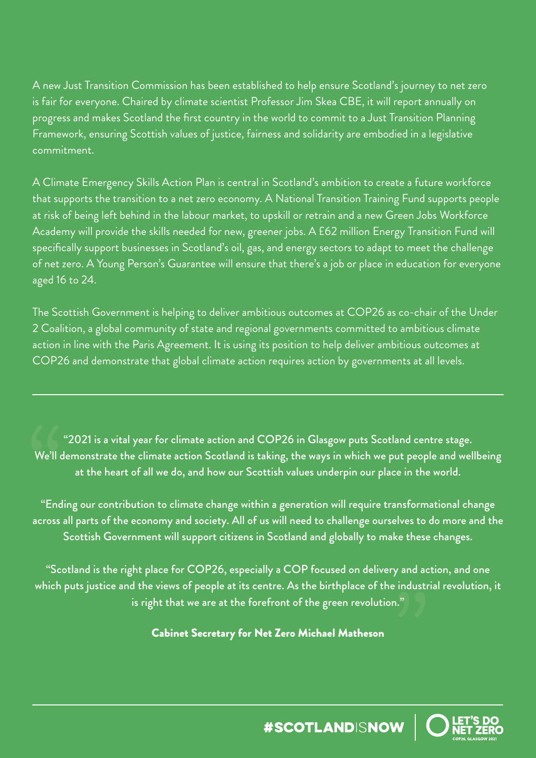A new Just Transition Commission has been established to help ensure Scotland's journey to net zero is fair for everyone. Chaired by climate scientist Professor Jim Skea CBE, it will report annually on progress and makes Scotland the first country in the world to commit to a Just Transition Planning Framework, ensuring Scottish values of justice, fairness and solidarity are embodied in a legislative commitment.

A Climate Emergency Skills Action Plan is central in Scotland's ambition to create a future workforce that supports the transition to a net zero economy. A National Transition Training Fund supports people at risk of being left behind in the labour market, to upskill or retrain and a new Green Jobs Workforce Academy will provide the skills needed for new, greener jobs. A £62 million Energy Transition Fund will specifically support businesses in Scotland's oil, gas, and energy sectors to adapt to meet the challenge of net zero. A Young Person's Guarantee will ensure that there's a job or place in education for everyone aged 16 to 24.

The Scottish Government is helping to deliver ambitious outcomes at COP26 as co-chair of the Under 2 Coalition, a global community of state and regional governments committed to ambitious climate action in line with the Paris Agreement. It is using its position to help deliver ambitious outcomes at COP26 and demonstrate that global climate action requires action by governments at all levels.

---

**"2021 is a vital year for climate action and COP26 in Glasgow puts Scotland centre stage. We'll demonstrate the climate action Scotland is taking, the ways in which we put people and wellbeing at the heart of all we do, and how our Scottish values underpin our place in the world.**

**"Ending our contribution to climate change within a generation will require transformational change across all parts of the economy and society. All of us will need to challenge ourselves to do more and the Scottish Government will support citizens in Scotland and globally to make these changes.**

**"Scotland is the right place for COP26, especially a COP focused on delivery and action, and one which puts justice and the views of people at its centre. As the birthplace of the industrial revolution, it is right that we are at the forefront of the green revolution."**

**Cabinet Secretary for Net Zero Michael Matheson**

---

#SCOTLANDISNOW | LET'S DO NET ZERO COP26, GLASGOW 2021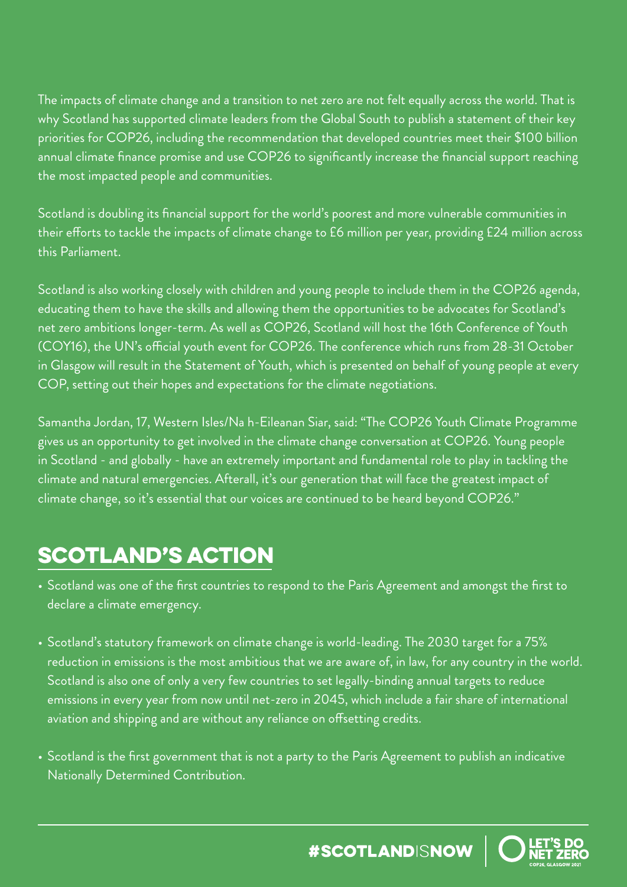The impacts of climate change and a transition to net zero are not felt equally across the world. That is why Scotland has supported climate leaders from the Global South to publish a statement of their key priorities for COP26, including the recommendation that developed countries meet their $100 billion annual climate finance promise and use COP26 to significantly increase the financial support reaching the most impacted people and communities.

Scotland is doubling its financial support for the world's poorest and more vulnerable communities in their efforts to tackle the impacts of climate change to £6 million per year, providing £24 million across this Parliament.

Scotland is also working closely with children and young people to include them in the COP26 agenda, educating them to have the skills and allowing them the opportunities to be advocates for Scotland's net zero ambitions longer-term. As well as COP26, Scotland will host the 16th Conference of Youth (COY16), the UN's official youth event for COP26. The conference which runs from 28-31 October in Glasgow will result in the Statement of Youth, which is presented on behalf of young people at every COP, setting out their hopes and expectations for the climate negotiations.

Samantha Jordan, 17, Western Isles/Na h-Eileanan Siar, said: "The COP26 Youth Climate Programme gives us an opportunity to get involved in the climate change conversation at COP26. Young people in Scotland - and globally - have an extremely important and fundamental role to play in tackling the climate and natural emergencies. Afterall, it's our generation that will face the greatest impact of climate change, so it's essential that our voices are continued to be heard beyond COP26."

## SCOTLAND'S ACTION

- Scotland was one of the first countries to respond to the Paris Agreement and amongst the first to declare a climate emergency.
- Scotland's statutory framework on climate change is world-leading. The 2030 target for a 75% reduction in emissions is the most ambitious that we are aware of, in law, for any country in the world. Scotland is also one of only a very few countries to set legally-binding annual targets to reduce emissions in every year from now until net-zero in 2045, which include a fair share of international aviation and shipping and are without any reliance on offsetting credits.
- Scotland is the first government that is not a party to the Paris Agreement to publish an indicative Nationally Determined Contribution.

#SCOTLANDISNOW | LET'S DO NET ZERO COP26, GLASGOW 2021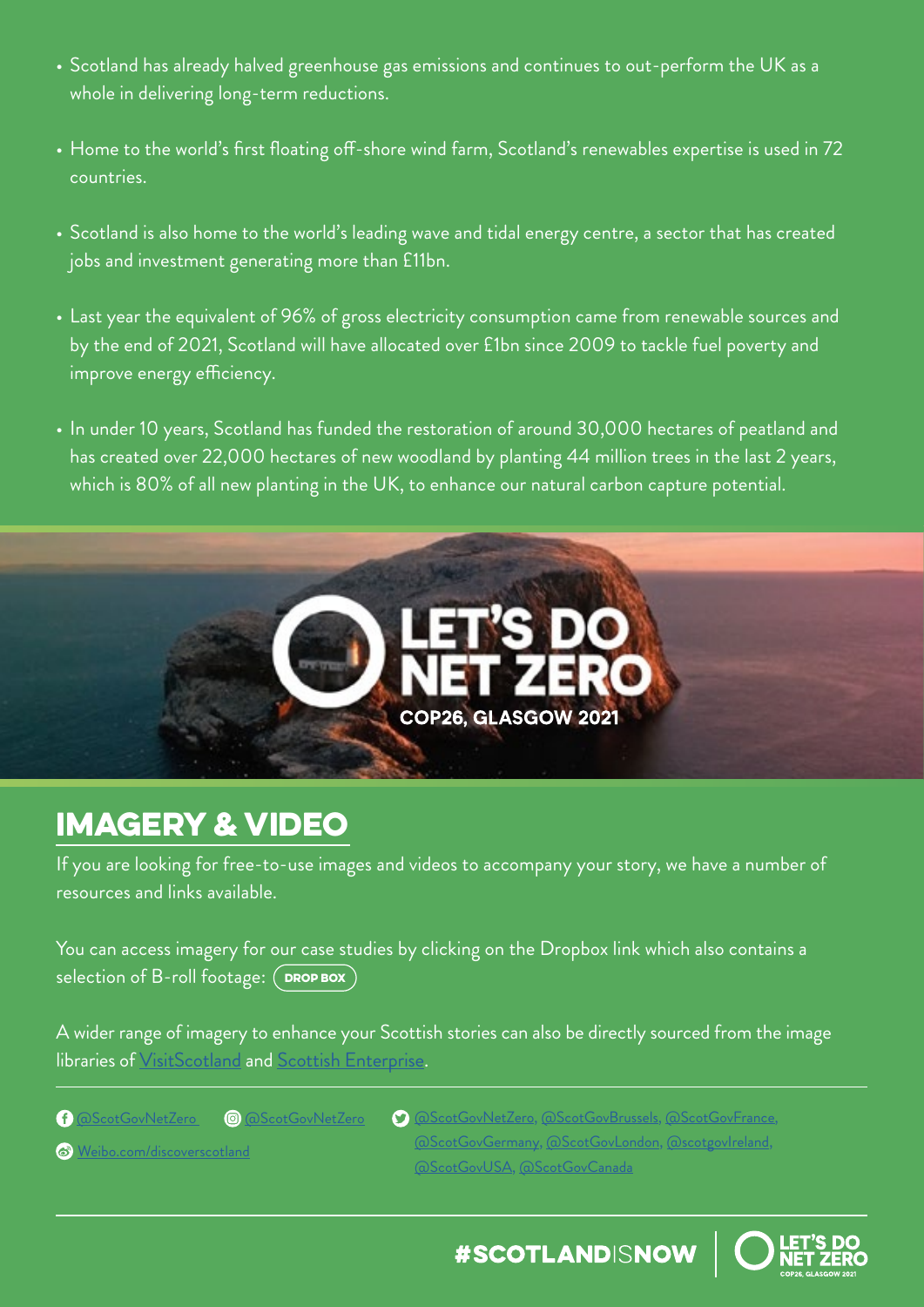- Scotland has already halved greenhouse gas emissions and continues to out-perform the UK as a whole in delivering long-term reductions.
- Home to the world's first floating off-shore wind farm, Scotland's renewables expertise is used in 72 countries.
- Scotland is also home to the world's leading wave and tidal energy centre, a sector that has created jobs and investment generating more than £11bn.
- Last year the equivalent of 96% of gross electricity consumption came from renewable sources and by the end of 2021, Scotland will have allocated over £1bn since 2009 to tackle fuel poverty and improve energy efficiency.
- In under 10 years, Scotland has funded the restoration of around 30,000 hectares of peatland and has created over 22,000 hectares of new woodland by planting 44 million trees in the last 2 years, which is 80% of all new planting in the UK, to enhance our natural carbon capture potential.

LET'S DO NET ZERO
COP26, GLASGOW 2021

## IMAGERY & VIDEO

If you are looking for free-to-use images and videos to accompany your story, we have a number of resources and links available.

You can access imagery for our case studies by clicking on the Dropbox link which also contains a selection of B-roll footage: DROP BOX

A wider range of imagery to enhance your Scottish stories can also be directly sourced from the image libraries of VisitScotland and Scottish Enterprise.

@ScotGovNetZero @ScotGovNetZero @ScotGovNetZero, @ScotGovBrussels, @ScotGovFrance, @ScotGovGermany, @ScotGovLondon, @scotgovIreland, @ScotGovUSA, @ScotGovCanada

Weibo.com/discoverscotland

#SCOTLANDISNOW

LET'S DO NET ZERO
COP26, GLASGOW 2021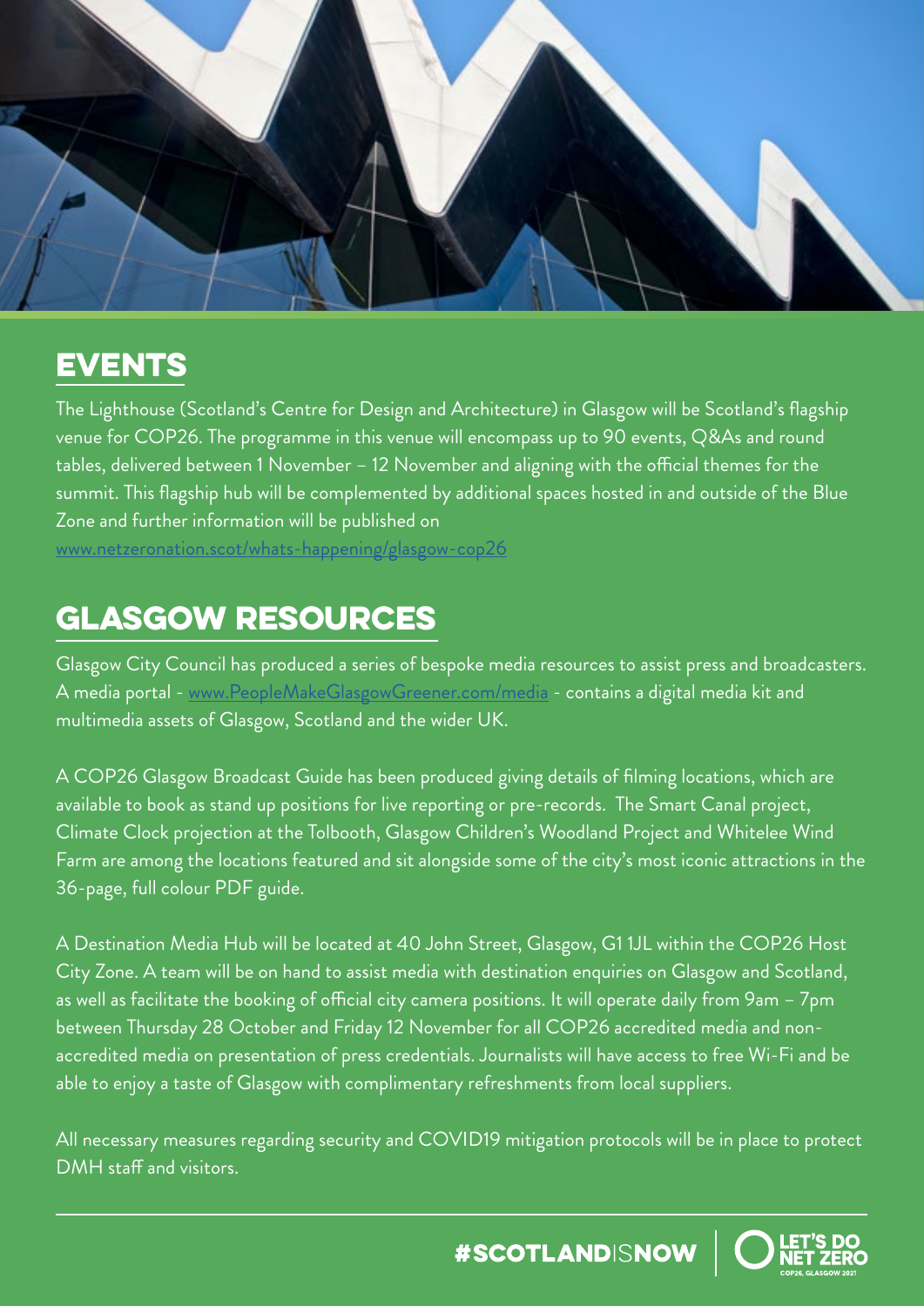## EVENTS

The Lighthouse (Scotland's Centre for Design and Architecture) in Glasgow will be Scotland's flagship venue for COP26. The programme in this venue will encompass up to 90 events, Q&As and round tables, delivered between 1 November – 12 November and aligning with the official themes for the summit. This flagship hub will be complemented by additional spaces hosted in and outside of the Blue Zone and further information will be published on www.netzeronation.scot/whats-happening/glasgow-cop26

## GLASGOW RESOURCES

Glasgow City Council has produced a series of bespoke media resources to assist press and broadcasters. A media portal - www.PeopleMakeGlasgowGreener.com/media - contains a digital media kit and multimedia assets of Glasgow, Scotland and the wider UK.

A COP26 Glasgow Broadcast Guide has been produced giving details of filming locations, which are available to book as stand up positions for live reporting or pre-records. The Smart Canal project, Climate Clock projection at the Tolbooth, Glasgow Children's Woodland Project and Whitelee Wind Farm are among the locations featured and sit alongside some of the city's most iconic attractions in the 36-page, full colour PDF guide.

A Destination Media Hub will be located at 40 John Street, Glasgow, G1 1JL within the COP26 Host City Zone. A team will be on hand to assist media with destination enquiries on Glasgow and Scotland, as well as facilitate the booking of official city camera positions. It will operate daily from 9am – 7pm between Thursday 28 October and Friday 12 November for all COP26 accredited media and non-accredited media on presentation of press credentials. Journalists will have access to free Wi-Fi and be able to enjoy a taste of Glasgow with complimentary refreshments from local suppliers.

All necessary measures regarding security and COVID19 mitigation protocols will be in place to protect DMH staff and visitors.

#SCOTLANDISNOW | LET'S DO NET ZERO COP26, GLASGOW 2021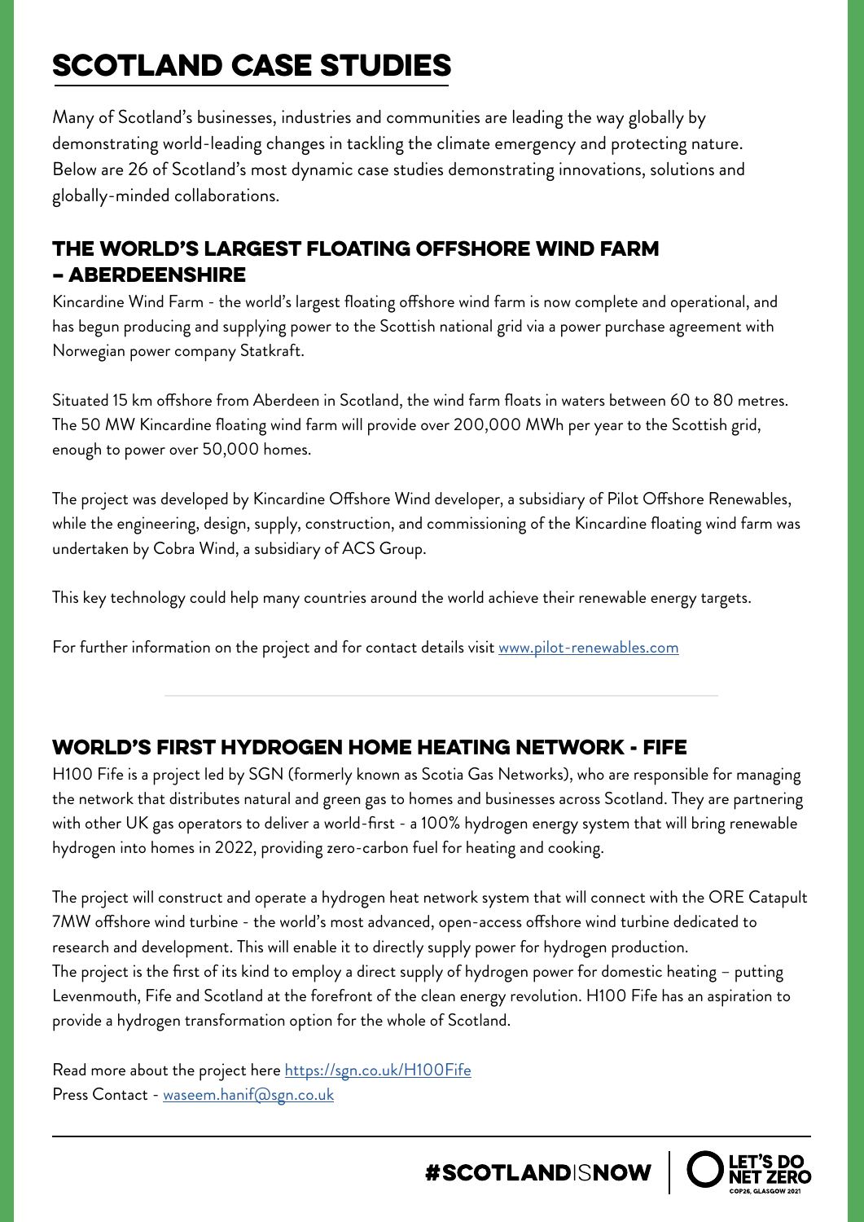# SCOTLAND CASE STUDIES

Many of Scotland's businesses, industries and communities are leading the way globally by demonstrating world-leading changes in tackling the climate emergency and protecting nature. Below are 26 of Scotland's most dynamic case studies demonstrating innovations, solutions and globally-minded collaborations.

## THE WORLD'S LARGEST FLOATING OFFSHORE WIND FARM – ABERDEENSHIRE

Kincardine Wind Farm - the world's largest floating offshore wind farm is now complete and operational, and has begun producing and supplying power to the Scottish national grid via a power purchase agreement with Norwegian power company Statkraft.

Situated 15 km offshore from Aberdeen in Scotland, the wind farm floats in waters between 60 to 80 metres. The 50 MW Kincardine floating wind farm will provide over 200,000 MWh per year to the Scottish grid, enough to power over 50,000 homes.

The project was developed by Kincardine Offshore Wind developer, a subsidiary of Pilot Offshore Renewables, while the engineering, design, supply, construction, and commissioning of the Kincardine floating wind farm was undertaken by Cobra Wind, a subsidiary of ACS Group.

This key technology could help many countries around the world achieve their renewable energy targets.

For further information on the project and for contact details visit www.pilot-renewables.com

---

## WORLD'S FIRST HYDROGEN HOME HEATING NETWORK - FIFE

H100 Fife is a project led by SGN (formerly known as Scotia Gas Networks), who are responsible for managing the network that distributes natural and green gas to homes and businesses across Scotland. They are partnering with other UK gas operators to deliver a world-first - a 100% hydrogen energy system that will bring renewable hydrogen into homes in 2022, providing zero-carbon fuel for heating and cooking.

The project will construct and operate a hydrogen heat network system that will connect with the ORE Catapult 7MW offshore wind turbine - the world's most advanced, open-access offshore wind turbine dedicated to research and development. This will enable it to directly supply power for hydrogen production. The project is the first of its kind to employ a direct supply of hydrogen power for domestic heating – putting Levenmouth, Fife and Scotland at the forefront of the clean energy revolution. H100 Fife has an aspiration to provide a hydrogen transformation option for the whole of Scotland.

Read more about the project here https://sgn.co.uk/H100Fife
Press Contact - waseem.hanif@sgn.co.uk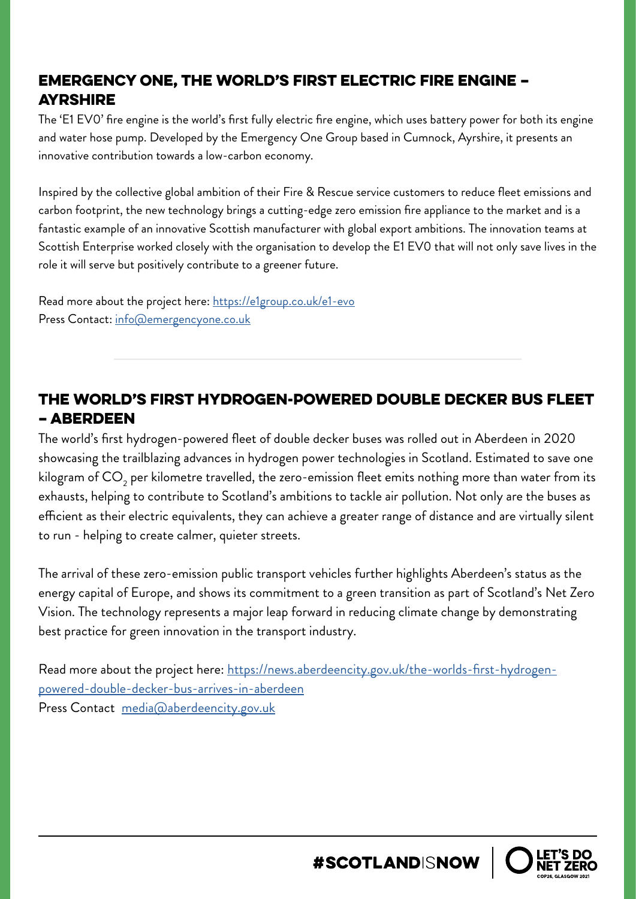## EMERGENCY ONE, THE WORLD'S FIRST ELECTRIC FIRE ENGINE – AYRSHIRE

The 'E1 EV0' fire engine is the world's first fully electric fire engine, which uses battery power for both its engine and water hose pump. Developed by the Emergency One Group based in Cumnock, Ayrshire, it presents an innovative contribution towards a low-carbon economy.

Inspired by the collective global ambition of their Fire & Rescue service customers to reduce fleet emissions and carbon footprint, the new technology brings a cutting-edge zero emission fire appliance to the market and is a fantastic example of an innovative Scottish manufacturer with global export ambitions. The innovation teams at Scottish Enterprise worked closely with the organisation to develop the E1 EV0 that will not only save lives in the role it will serve but positively contribute to a greener future.

Read more about the project here: https://e1group.co.uk/e1-evo
Press Contact: info@emergencyone.co.uk

---

## THE WORLD'S FIRST HYDROGEN-POWERED DOUBLE DECKER BUS FLEET – ABERDEEN

The world's first hydrogen-powered fleet of double decker buses was rolled out in Aberdeen in 2020 showcasing the trailblazing advances in hydrogen power technologies in Scotland. Estimated to save one kilogram of $CO_2$ per kilometre travelled, the zero-emission fleet emits nothing more than water from its exhausts, helping to contribute to Scotland's ambitions to tackle air pollution. Not only are the buses as efficient as their electric equivalents, they can achieve a greater range of distance and are virtually silent to run - helping to create calmer, quieter streets.

The arrival of these zero-emission public transport vehicles further highlights Aberdeen's status as the energy capital of Europe, and shows its commitment to a green transition as part of Scotland's Net Zero Vision. The technology represents a major leap forward in reducing climate change by demonstrating best practice for green innovation in the transport industry.

Read more about the project here: https://news.aberdeencity.gov.uk/the-worlds-first-hydrogen-powered-double-decker-bus-arrives-in-aberdeen
Press Contact media@aberdeencity.gov.uk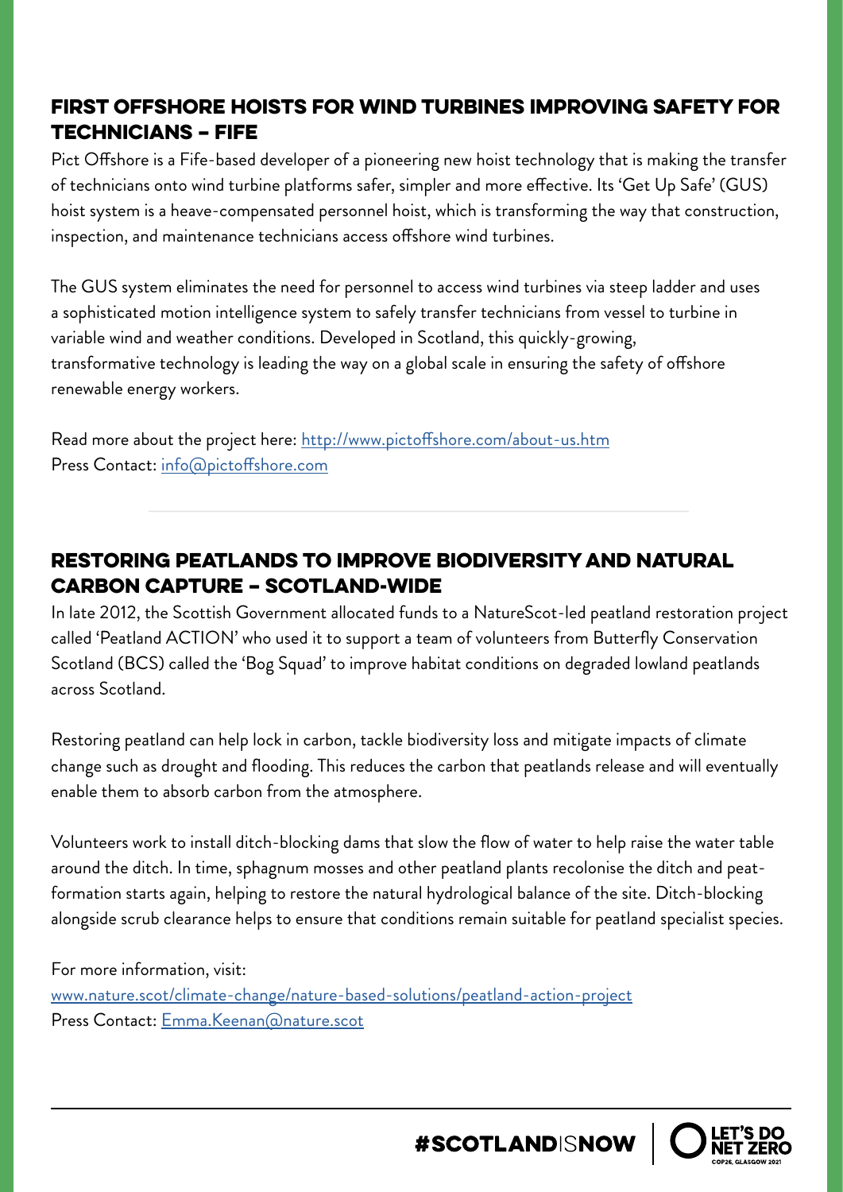## FIRST OFFSHORE HOISTS FOR WIND TURBINES IMPROVING SAFETY FOR TECHNICIANS – FIFE

Pict Offshore is a Fife-based developer of a pioneering new hoist technology that is making the transfer of technicians onto wind turbine platforms safer, simpler and more effective. Its 'Get Up Safe' (GUS) hoist system is a heave-compensated personnel hoist, which is transforming the way that construction, inspection, and maintenance technicians access offshore wind turbines.

The GUS system eliminates the need for personnel to access wind turbines via steep ladder and uses a sophisticated motion intelligence system to safely transfer technicians from vessel to turbine in variable wind and weather conditions. Developed in Scotland, this quickly-growing, transformative technology is leading the way on a global scale in ensuring the safety of offshore renewable energy workers.

Read more about the project here: http://www.pictoffshore.com/about-us.htm
Press Contact: info@pictoffshore.com

## RESTORING PEATLANDS TO IMPROVE BIODIVERSITY AND NATURAL CARBON CAPTURE – SCOTLAND-WIDE

In late 2012, the Scottish Government allocated funds to a NatureScot-led peatland restoration project called 'Peatland ACTION' who used it to support a team of volunteers from Butterfly Conservation Scotland (BCS) called the 'Bog Squad' to improve habitat conditions on degraded lowland peatlands across Scotland.

Restoring peatland can help lock in carbon, tackle biodiversity loss and mitigate impacts of climate change such as drought and flooding. This reduces the carbon that peatlands release and will eventually enable them to absorb carbon from the atmosphere.

Volunteers work to install ditch-blocking dams that slow the flow of water to help raise the water table around the ditch. In time, sphagnum mosses and other peatland plants recolonise the ditch and peat-formation starts again, helping to restore the natural hydrological balance of the site. Ditch-blocking alongside scrub clearance helps to ensure that conditions remain suitable for peatland specialist species.

For more information, visit:
www.nature.scot/climate-change/nature-based-solutions/peatland-action-project
Press Contact: Emma.Keenan@nature.scot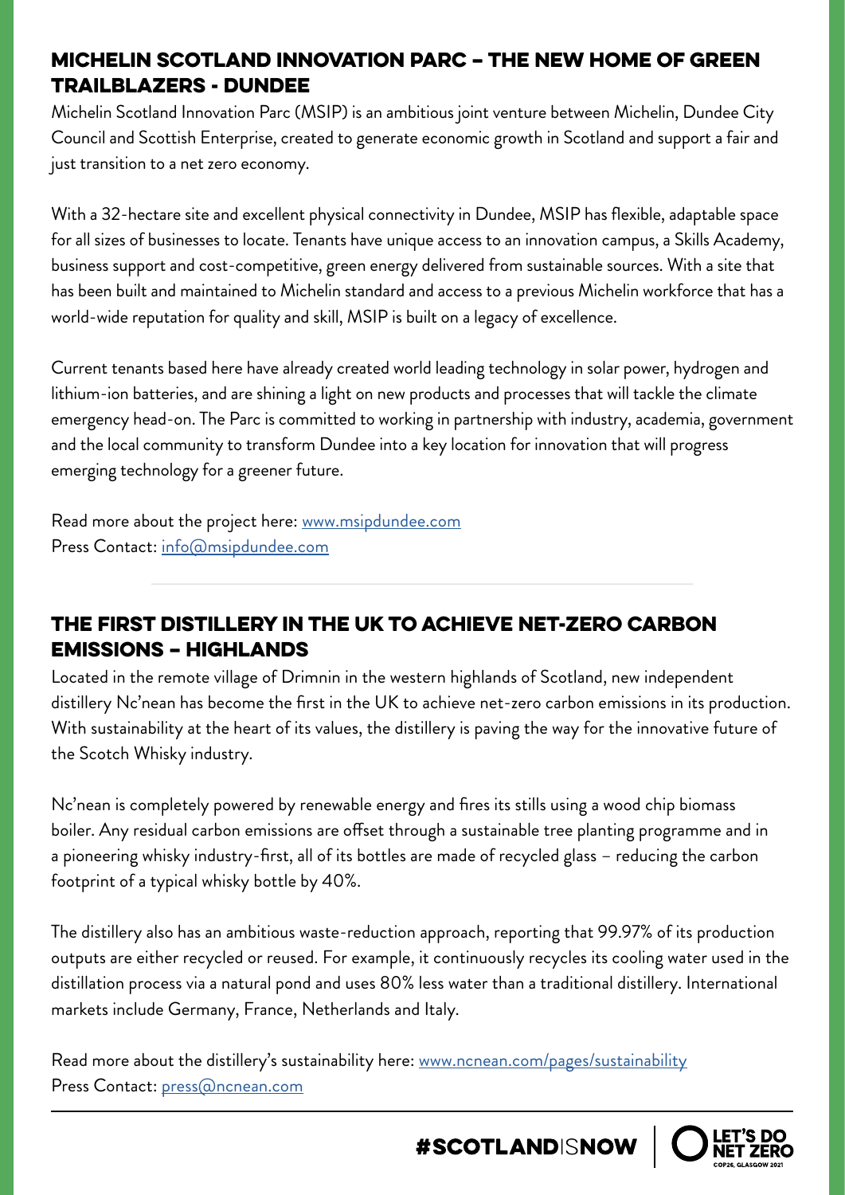## MICHELIN SCOTLAND INNOVATION PARC – THE NEW HOME OF GREEN TRAILBLAZERS - DUNDEE

Michelin Scotland Innovation Parc (MSIP) is an ambitious joint venture between Michelin, Dundee City Council and Scottish Enterprise, created to generate economic growth in Scotland and support a fair and just transition to a net zero economy.

With a 32-hectare site and excellent physical connectivity in Dundee, MSIP has flexible, adaptable space for all sizes of businesses to locate. Tenants have unique access to an innovation campus, a Skills Academy, business support and cost-competitive, green energy delivered from sustainable sources. With a site that has been built and maintained to Michelin standard and access to a previous Michelin workforce that has a world-wide reputation for quality and skill, MSIP is built on a legacy of excellence.

Current tenants based here have already created world leading technology in solar power, hydrogen and lithium-ion batteries, and are shining a light on new products and processes that will tackle the climate emergency head-on. The Parc is committed to working in partnership with industry, academia, government and the local community to transform Dundee into a key location for innovation that will progress emerging technology for a greener future.

Read more about the project here: [www.msipdundee.com](www.msipdundee.com)
Press Contact: [info@msipdundee.com](mailto:info@msipdundee.com)

---

## THE FIRST DISTILLERY IN THE UK TO ACHIEVE NET-ZERO CARBON EMISSIONS – HIGHLANDS

Located in the remote village of Drimnin in the western highlands of Scotland, new independent distillery Nc'nean has become the first in the UK to achieve net-zero carbon emissions in its production. With sustainability at the heart of its values, the distillery is paving the way for the innovative future of the Scotch Whisky industry.

Nc'nean is completely powered by renewable energy and fires its stills using a wood chip biomass boiler. Any residual carbon emissions are offset through a sustainable tree planting programme and in a pioneering whisky industry-first, all of its bottles are made of recycled glass – reducing the carbon footprint of a typical whisky bottle by 40%.

The distillery also has an ambitious waste-reduction approach, reporting that 99.97% of its production outputs are either recycled or reused. For example, it continuously recycles its cooling water used in the distillation process via a natural pond and uses 80% less water than a traditional distillery. International markets include Germany, France, Netherlands and Italy.

Read more about the distillery's sustainability here: [www.ncnean.com/pages/sustainability](www.ncnean.com/pages/sustainability)
Press Contact: [press@ncnean.com](mailto:press@ncnean.com)

#SCOTLANDISNOW | LET'S DO NET ZERO COP26, GLASGOW 2021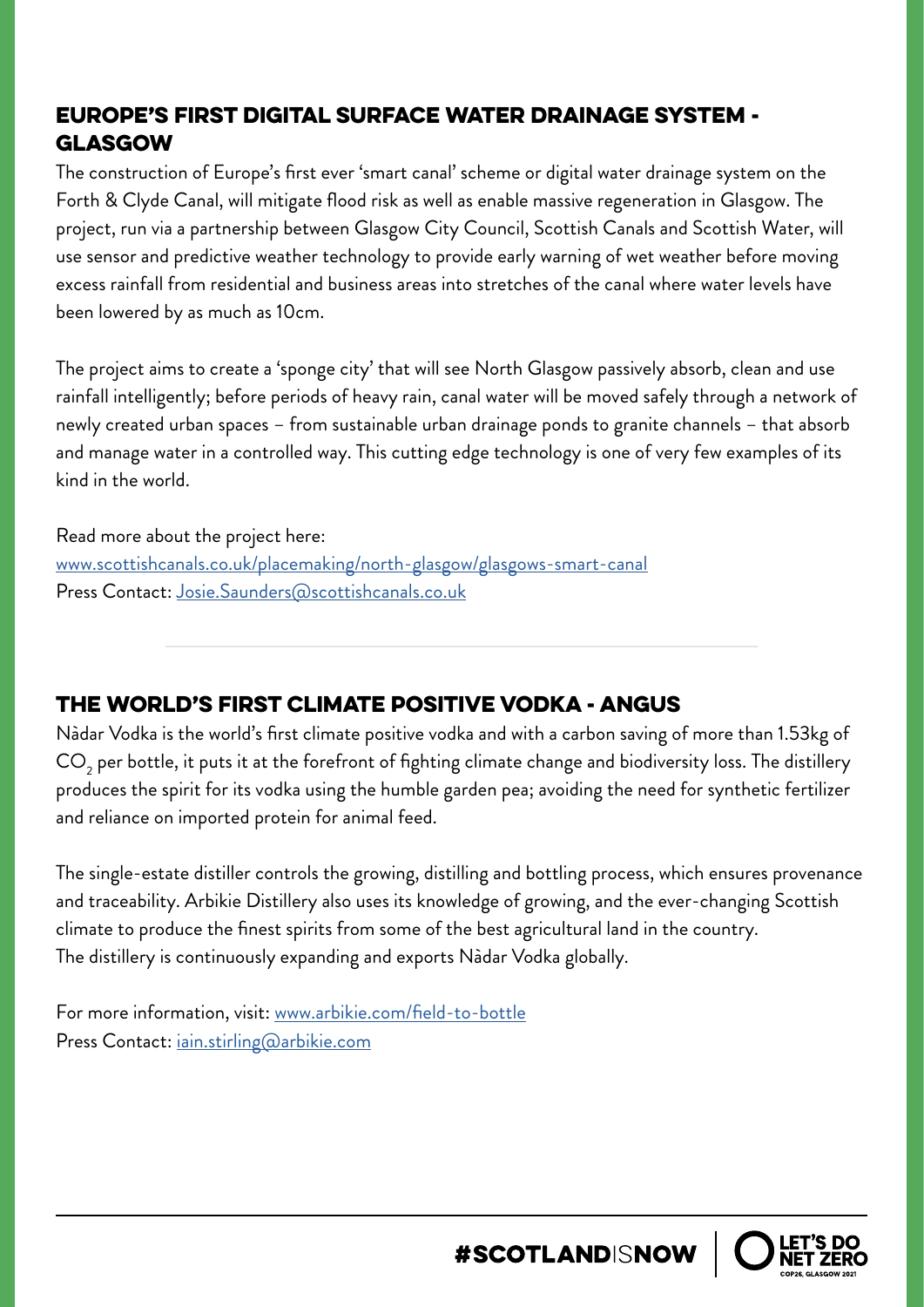## EUROPE'S FIRST DIGITAL SURFACE WATER DRAINAGE SYSTEM - GLASGOW

The construction of Europe's first ever 'smart canal' scheme or digital water drainage system on the Forth & Clyde Canal, will mitigate flood risk as well as enable massive regeneration in Glasgow. The project, run via a partnership between Glasgow City Council, Scottish Canals and Scottish Water, will use sensor and predictive weather technology to provide early warning of wet weather before moving excess rainfall from residential and business areas into stretches of the canal where water levels have been lowered by as much as 10cm.

The project aims to create a 'sponge city' that will see North Glasgow passively absorb, clean and use rainfall intelligently; before periods of heavy rain, canal water will be moved safely through a network of newly created urban spaces – from sustainable urban drainage ponds to granite channels – that absorb and manage water in a controlled way. This cutting edge technology is one of very few examples of its kind in the world.

Read more about the project here:
[www.scottishcanals.co.uk/placemaking/north-glasgow/glasgows-smart-canal](http://www.scottishcanals.co.uk/placemaking/north-glasgow/glasgows-smart-canal)
Press Contact: [Josie.Saunders@scottishcanals.co.uk](mailto:Josie.Saunders@scottishcanals.co.uk)

---

## THE WORLD'S FIRST CLIMATE POSITIVE VODKA - ANGUS

Nàdar Vodka is the world's first climate positive vodka and with a carbon saving of more than 1.53kg of $CO_2$ per bottle, it puts it at the forefront of fighting climate change and biodiversity loss. The distillery produces the spirit for its vodka using the humble garden pea; avoiding the need for synthetic fertilizer and reliance on imported protein for animal feed.

The single-estate distiller controls the growing, distilling and bottling process, which ensures provenance and traceability. Arbikie Distillery also uses its knowledge of growing, and the ever-changing Scottish climate to produce the finest spirits from some of the best agricultural land in the country.
The distillery is continuously expanding and exports Nàdar Vodka globally.

For more information, visit: [www.arbikie.com/field-to-bottle](http://www.arbikie.com/field-to-bottle)
Press Contact: [iain.stirling@arbikie.com](mailto:iain.stirling@arbikie.com)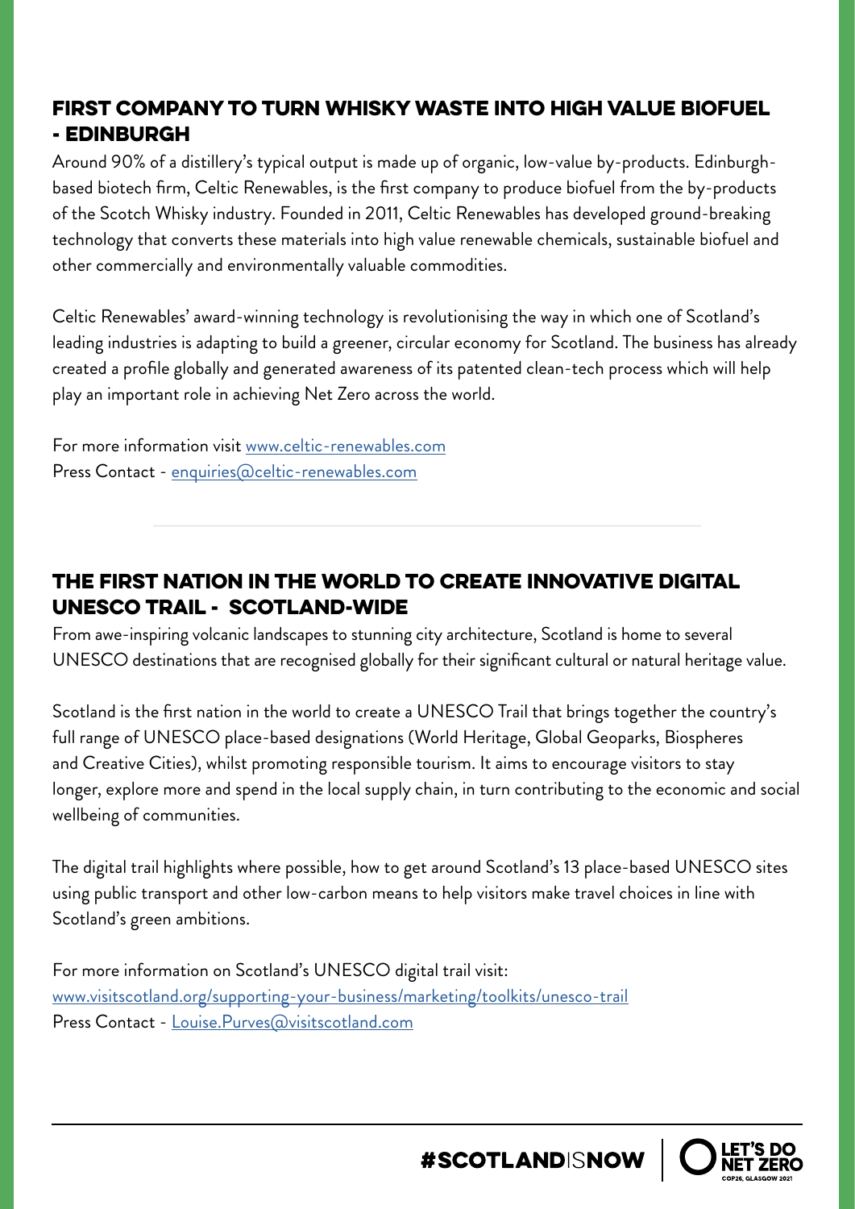## FIRST COMPANY TO TURN WHISKY WASTE INTO HIGH VALUE BIOFUEL - EDINBURGH

Around 90% of a distillery's typical output is made up of organic, low-value by-products. Edinburgh-based biotech firm, Celtic Renewables, is the first company to produce biofuel from the by-products of the Scotch Whisky industry. Founded in 2011, Celtic Renewables has developed ground-breaking technology that converts these materials into high value renewable chemicals, sustainable biofuel and other commercially and environmentally valuable commodities.

Celtic Renewables' award-winning technology is revolutionising the way in which one of Scotland's leading industries is adapting to build a greener, circular economy for Scotland. The business has already created a profile globally and generated awareness of its patented clean-tech process which will help play an important role in achieving Net Zero across the world.

For more information visit www.celtic-renewables.com
Press Contact - enquiries@celtic-renewables.com

## THE FIRST NATION IN THE WORLD TO CREATE INNOVATIVE DIGITAL UNESCO TRAIL - SCOTLAND-WIDE

From awe-inspiring volcanic landscapes to stunning city architecture, Scotland is home to several UNESCO destinations that are recognised globally for their significant cultural or natural heritage value.

Scotland is the first nation in the world to create a UNESCO Trail that brings together the country's full range of UNESCO place-based designations (World Heritage, Global Geoparks, Biospheres and Creative Cities), whilst promoting responsible tourism. It aims to encourage visitors to stay longer, explore more and spend in the local supply chain, in turn contributing to the economic and social wellbeing of communities.

The digital trail highlights where possible, how to get around Scotland's 13 place-based UNESCO sites using public transport and other low-carbon means to help visitors make travel choices in line with Scotland's green ambitions.

For more information on Scotland's UNESCO digital trail visit:
www.visitscotland.org/supporting-your-business/marketing/toolkits/unesco-trail
Press Contact - Louise.Purves@visitscotland.com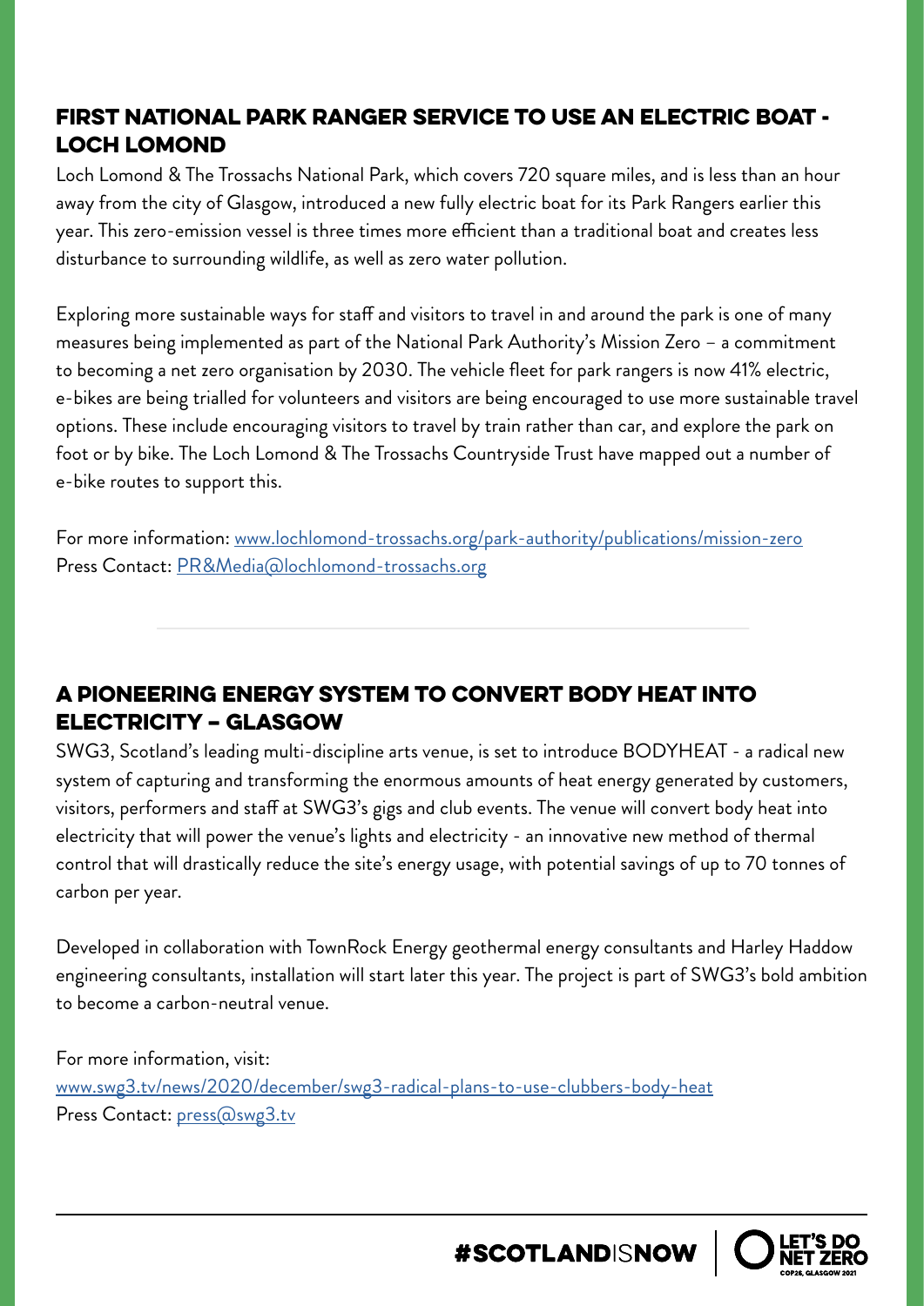## FIRST NATIONAL PARK RANGER SERVICE TO USE AN ELECTRIC BOAT - LOCH LOMOND

Loch Lomond & The Trossachs National Park, which covers 720 square miles, and is less than an hour away from the city of Glasgow, introduced a new fully electric boat for its Park Rangers earlier this year. This zero-emission vessel is three times more efficient than a traditional boat and creates less disturbance to surrounding wildlife, as well as zero water pollution.

Exploring more sustainable ways for staff and visitors to travel in and around the park is one of many measures being implemented as part of the National Park Authority's Mission Zero – a commitment to becoming a net zero organisation by 2030. The vehicle fleet for park rangers is now 41% electric, e-bikes are being trialled for volunteers and visitors are being encouraged to use more sustainable travel options. These include encouraging visitors to travel by train rather than car, and explore the park on foot or by bike. The Loch Lomond & The Trossachs Countryside Trust have mapped out a number of e-bike routes to support this.

For more information: [www.lochlomond-trossachs.org/park-authority/publications/mission-zero](www.lochlomond-trossachs.org/park-authority/publications/mission-zero)
Press Contact: [PR&Media@lochlomond-trossachs.org](mailto:PR&Media@lochlomond-trossachs.org)

---

## A PIONEERING ENERGY SYSTEM TO CONVERT BODY HEAT INTO ELECTRICITY – GLASGOW

SWG3, Scotland's leading multi-discipline arts venue, is set to introduce BODYHEAT - a radical new system of capturing and transforming the enormous amounts of heat energy generated by customers, visitors, performers and staff at SWG3's gigs and club events. The venue will convert body heat into electricity that will power the venue's lights and electricity - an innovative new method of thermal control that will drastically reduce the site's energy usage, with potential savings of up to 70 tonnes of carbon per year.

Developed in collaboration with TownRock Energy geothermal energy consultants and Harley Haddow engineering consultants, installation will start later this year. The project is part of SWG3's bold ambition to become a carbon-neutral venue.

For more information, visit:
[www.swg3.tv/news/2020/december/swg3-radical-plans-to-use-clubbers-body-heat](www.swg3.tv/news/2020/december/swg3-radical-plans-to-use-clubbers-body-heat)
Press Contact: [press@swg3.tv](mailto:press@swg3.tv)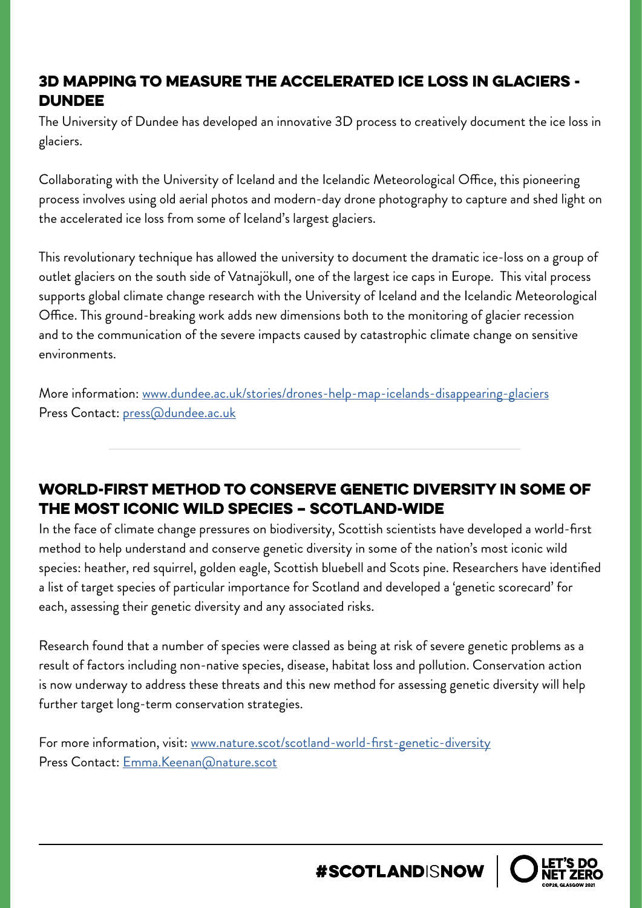## 3D MAPPING TO MEASURE THE ACCELERATED ICE LOSS IN GLACIERS - DUNDEE

The University of Dundee has developed an innovative 3D process to creatively document the ice loss in glaciers.

Collaborating with the University of Iceland and the Icelandic Meteorological Office, this pioneering process involves using old aerial photos and modern-day drone photography to capture and shed light on the accelerated ice loss from some of Iceland's largest glaciers.

This revolutionary technique has allowed the university to document the dramatic ice-loss on a group of outlet glaciers on the south side of Vatnajökull, one of the largest ice caps in Europe. This vital process supports global climate change research with the University of Iceland and the Icelandic Meteorological Office. This ground-breaking work adds new dimensions both to the monitoring of glacier recession and to the communication of the severe impacts caused by catastrophic climate change on sensitive environments.

More information: [www.dundee.ac.uk/stories/drones-help-map-icelands-disappearing-glaciers](www.dundee.ac.uk/stories/drones-help-map-icelands-disappearing-glaciers)
Press Contact: [press@dundee.ac.uk](mailto:press@dundee.ac.uk)

---

## WORLD-FIRST METHOD TO CONSERVE GENETIC DIVERSITY IN SOME OF THE MOST ICONIC WILD SPECIES – SCOTLAND-WIDE

In the face of climate change pressures on biodiversity, Scottish scientists have developed a world-first method to help understand and conserve genetic diversity in some of the nation's most iconic wild species: heather, red squirrel, golden eagle, Scottish bluebell and Scots pine. Researchers have identified a list of target species of particular importance for Scotland and developed a 'genetic scorecard' for each, assessing their genetic diversity and any associated risks.

Research found that a number of species were classed as being at risk of severe genetic problems as a result of factors including non-native species, disease, habitat loss and pollution. Conservation action is now underway to address these threats and this new method for assessing genetic diversity will help further target long-term conservation strategies.

For more information, visit: [www.nature.scot/scotland-world-first-genetic-diversity](www.nature.scot/scotland-world-first-genetic-diversity)
Press Contact: [Emma.Keenan@nature.scot](mailto:Emma.Keenan@nature.scot)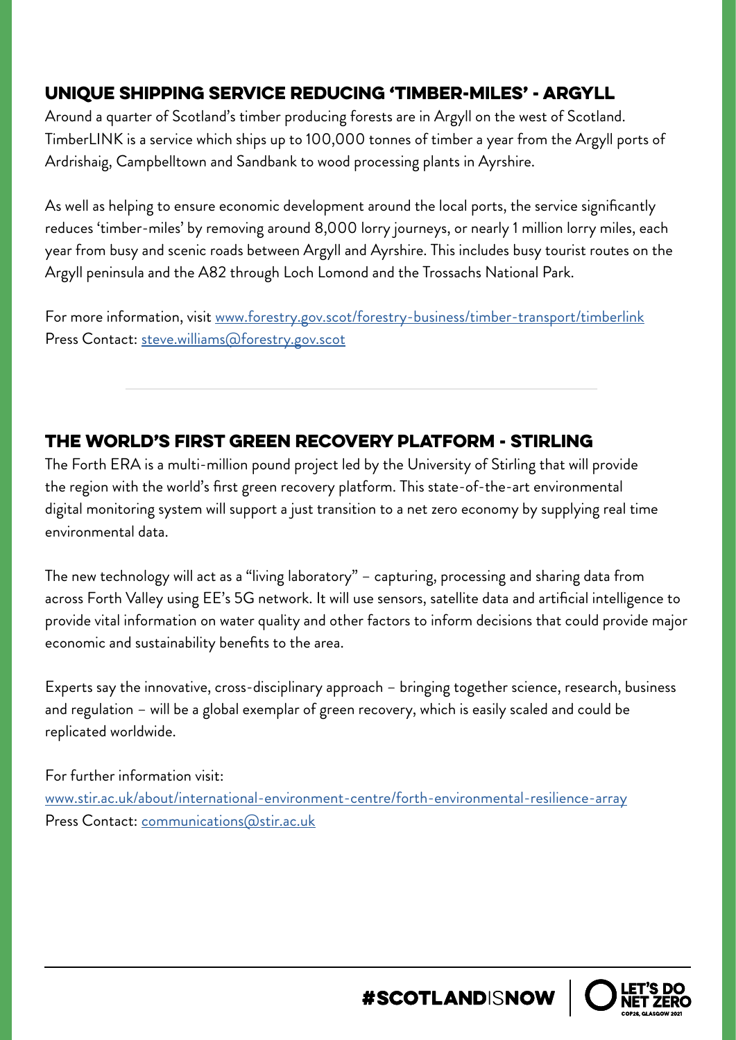## UNIQUE SHIPPING SERVICE REDUCING 'TIMBER-MILES' - ARGYLL

Around a quarter of Scotland's timber producing forests are in Argyll on the west of Scotland. TimberLINK is a service which ships up to 100,000 tonnes of timber a year from the Argyll ports of Ardrishaig, Campbelltown and Sandbank to wood processing plants in Ayrshire.

As well as helping to ensure economic development around the local ports, the service significantly reduces 'timber-miles' by removing around 8,000 lorry journeys, or nearly 1 million lorry miles, each year from busy and scenic roads between Argyll and Ayrshire. This includes busy tourist routes on the Argyll peninsula and the A82 through Loch Lomond and the Trossachs National Park.

For more information, visit www.forestry.gov.scot/forestry-business/timber-transport/timberlink
Press Contact: steve.williams@forestry.gov.scot

## THE WORLD'S FIRST GREEN RECOVERY PLATFORM - STIRLING

The Forth ERA is a multi-million pound project led by the University of Stirling that will provide the region with the world's first green recovery platform. This state-of-the-art environmental digital monitoring system will support a just transition to a net zero economy by supplying real time environmental data.

The new technology will act as a "living laboratory" – capturing, processing and sharing data from across Forth Valley using EE's 5G network. It will use sensors, satellite data and artificial intelligence to provide vital information on water quality and other factors to inform decisions that could provide major economic and sustainability benefits to the area.

Experts say the innovative, cross-disciplinary approach – bringing together science, research, business and regulation – will be a global exemplar of green recovery, which is easily scaled and could be replicated worldwide.

For further information visit:
www.stir.ac.uk/about/international-environment-centre/forth-environmental-resilience-array
Press Contact: communications@stir.ac.uk

#SCOTLANDISNOW | LET'S DO NET ZERO COP26, GLASGOW 2021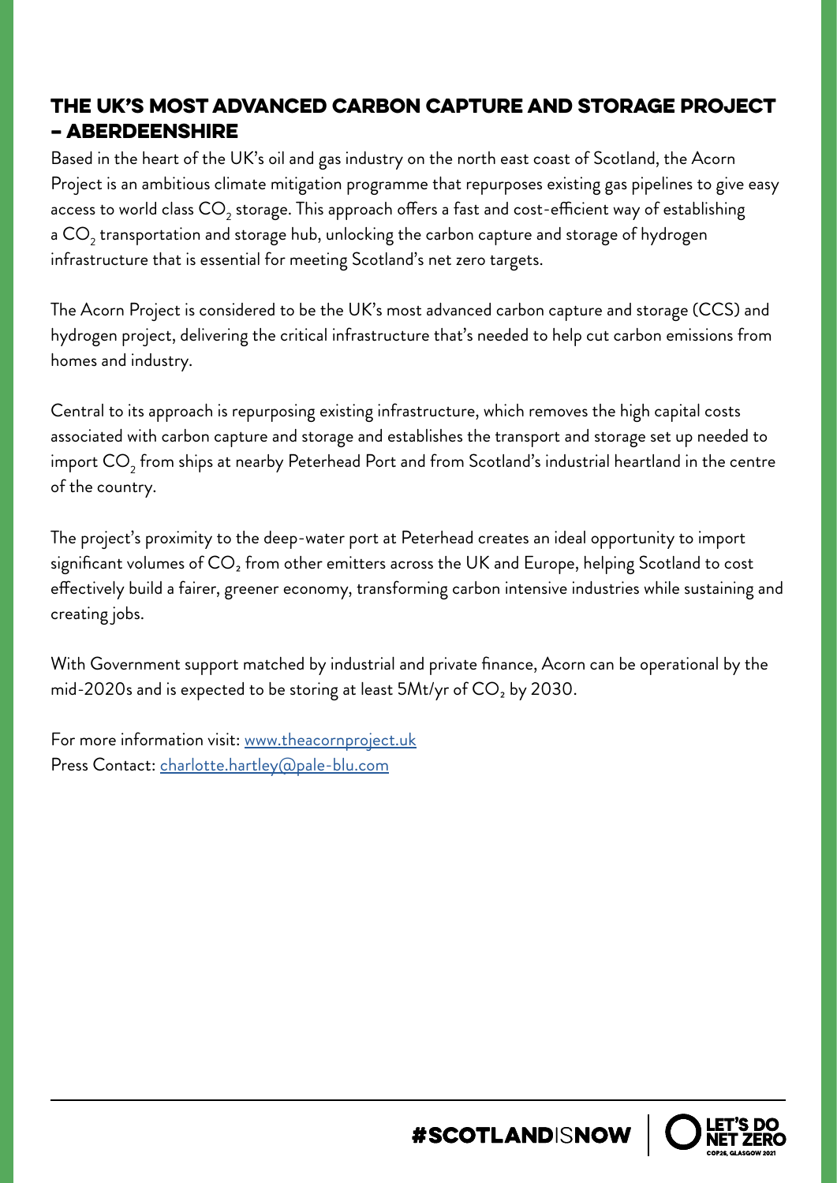## THE UK'S MOST ADVANCED CARBON CAPTURE AND STORAGE PROJECT – ABERDEENSHIRE

Based in the heart of the UK's oil and gas industry on the north east coast of Scotland, the Acorn Project is an ambitious climate mitigation programme that repurposes existing gas pipelines to give easy access to world class $CO_2$ storage. This approach offers a fast and cost-efficient way of establishing a $CO_2$ transportation and storage hub, unlocking the carbon capture and storage of hydrogen infrastructure that is essential for meeting Scotland's net zero targets.

The Acorn Project is considered to be the UK's most advanced carbon capture and storage (CCS) and hydrogen project, delivering the critical infrastructure that's needed to help cut carbon emissions from homes and industry.

Central to its approach is repurposing existing infrastructure, which removes the high capital costs associated with carbon capture and storage and establishes the transport and storage set up needed to import $CO_2$ from ships at nearby Peterhead Port and from Scotland's industrial heartland in the centre of the country.

The project's proximity to the deep-water port at Peterhead creates an ideal opportunity to import significant volumes of $CO_2$ from other emitters across the UK and Europe, helping Scotland to cost effectively build a fairer, greener economy, transforming carbon intensive industries while sustaining and creating jobs.

With Government support matched by industrial and private finance, Acorn can be operational by the mid-2020s and is expected to be storing at least 5Mt/yr of $CO_2$ by 2030.

For more information visit: www.theacornproject.uk
Press Contact: charlotte.hartley@pale-blu.com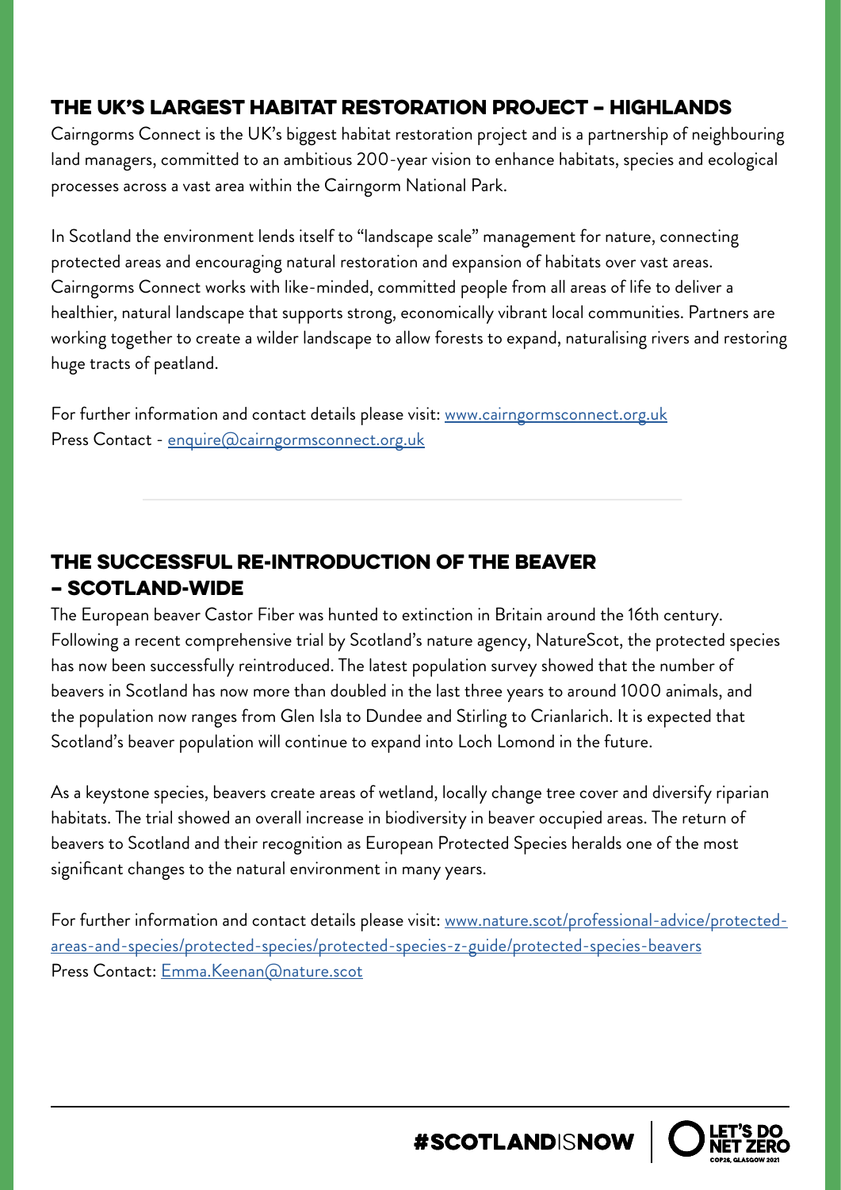## THE UK'S LARGEST HABITAT RESTORATION PROJECT – HIGHLANDS

Cairngorms Connect is the UK's biggest habitat restoration project and is a partnership of neighbouring land managers, committed to an ambitious 200-year vision to enhance habitats, species and ecological processes across a vast area within the Cairngorm National Park.

In Scotland the environment lends itself to "landscape scale" management for nature, connecting protected areas and encouraging natural restoration and expansion of habitats over vast areas. Cairngorms Connect works with like-minded, committed people from all areas of life to deliver a healthier, natural landscape that supports strong, economically vibrant local communities. Partners are working together to create a wilder landscape to allow forests to expand, naturalising rivers and restoring huge tracts of peatland.

For further information and contact details please visit: [www.cairngormsconnect.org.uk](http://www.cairngormsconnect.org.uk)
Press Contact - [enquire@cairngormsconnect.org.uk](mailto:enquire@cairngormsconnect.org.uk)

---

## THE SUCCESSFUL RE-INTRODUCTION OF THE BEAVER – SCOTLAND-WIDE

The European beaver Castor Fiber was hunted to extinction in Britain around the 16th century. Following a recent comprehensive trial by Scotland's nature agency, NatureScot, the protected species has now been successfully reintroduced. The latest population survey showed that the number of beavers in Scotland has now more than doubled in the last three years to around 1000 animals, and the population now ranges from Glen Isla to Dundee and Stirling to Crianlarich. It is expected that Scotland's beaver population will continue to expand into Loch Lomond in the future.

As a keystone species, beavers create areas of wetland, locally change tree cover and diversify riparian habitats. The trial showed an overall increase in biodiversity in beaver occupied areas. The return of beavers to Scotland and their recognition as European Protected Species heralds one of the most significant changes to the natural environment in many years.

For further information and contact details please visit: [www.nature.scot/professional-advice/protected-areas-and-species/protected-species/protected-species-z-guide/protected-species-beavers](http://www.nature.scot/professional-advice/protected-areas-and-species/protected-species/protected-species-z-guide/protected-species-beavers)
Press Contact: [Emma.Keenan@nature.scot](mailto:Emma.Keenan@nature.scot)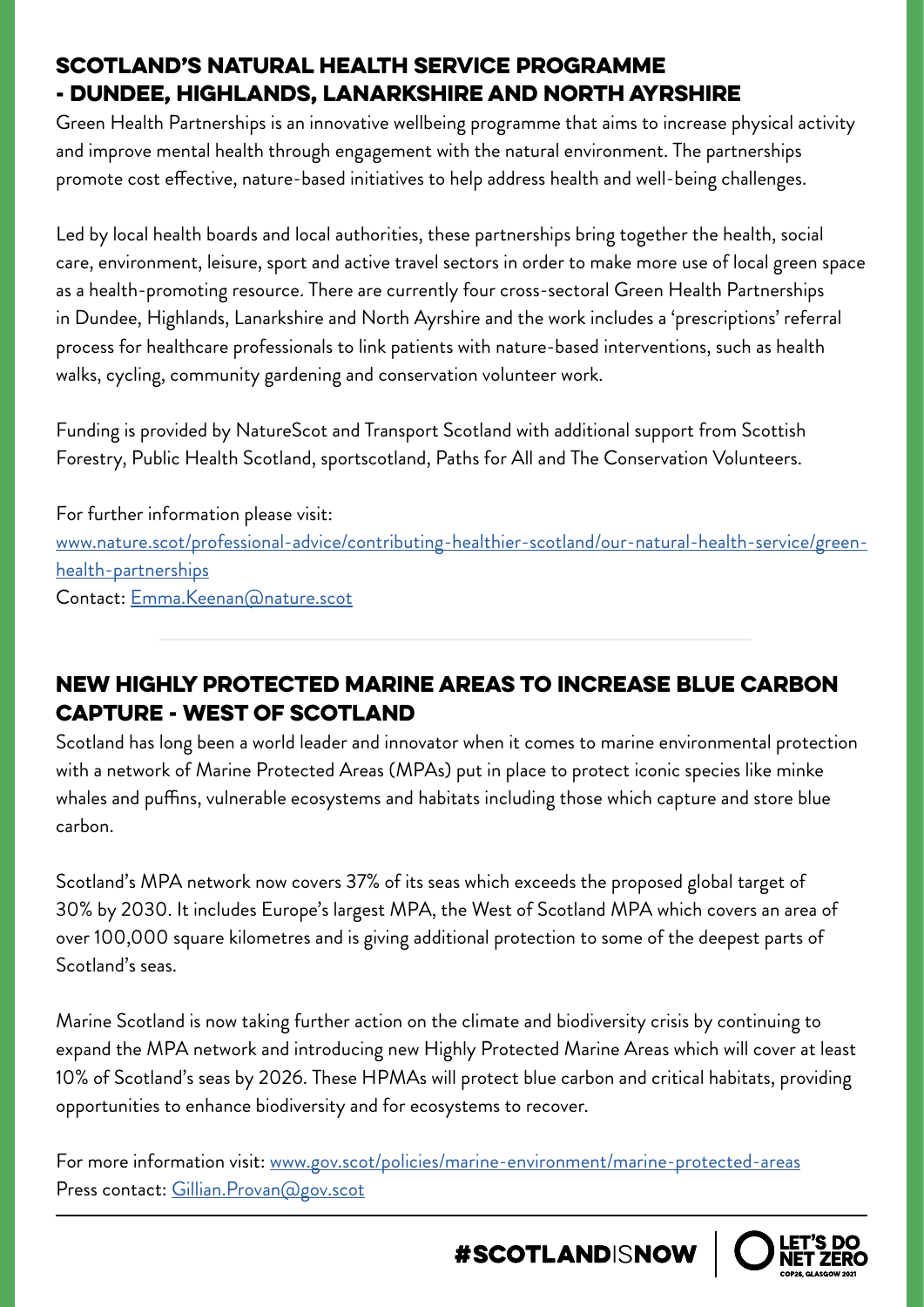## SCOTLAND'S NATURAL HEALTH SERVICE PROGRAMME - DUNDEE, HIGHLANDS, LANARKSHIRE AND NORTH AYRSHIRE

Green Health Partnerships is an innovative wellbeing programme that aims to increase physical activity and improve mental health through engagement with the natural environment. The partnerships promote cost effective, nature-based initiatives to help address health and well-being challenges.

Led by local health boards and local authorities, these partnerships bring together the health, social care, environment, leisure, sport and active travel sectors in order to make more use of local green space as a health-promoting resource. There are currently four cross-sectoral Green Health Partnerships in Dundee, Highlands, Lanarkshire and North Ayrshire and the work includes a 'prescriptions' referral process for healthcare professionals to link patients with nature-based interventions, such as health walks, cycling, community gardening and conservation volunteer work.

Funding is provided by NatureScot and Transport Scotland with additional support from Scottish Forestry, Public Health Scotland, sportscotland, Paths for All and The Conservation Volunteers.

For further information please visit:
[www.nature.scot/professional-advice/contributing-healthier-scotland/our-natural-health-service/green-health-partnerships](www.nature.scot/professional-advice/contributing-healthier-scotland/our-natural-health-service/green-health-partnerships)
Contact: [Emma.Keenan@nature.scot](mailto:Emma.Keenan@nature.scot)

---

## NEW HIGHLY PROTECTED MARINE AREAS TO INCREASE BLUE CARBON CAPTURE - WEST OF SCOTLAND

Scotland has long been a world leader and innovator when it comes to marine environmental protection with a network of Marine Protected Areas (MPAs) put in place to protect iconic species like minke whales and puffins, vulnerable ecosystems and habitats including those which capture and store blue carbon.

Scotland's MPA network now covers 37% of its seas which exceeds the proposed global target of 30% by 2030. It includes Europe's largest MPA, the West of Scotland MPA which covers an area of over 100,000 square kilometres and is giving additional protection to some of the deepest parts of Scotland's seas.

Marine Scotland is now taking further action on the climate and biodiversity crisis by continuing to expand the MPA network and introducing new Highly Protected Marine Areas which will cover at least 10% of Scotland's seas by 2026. These HPMAs will protect blue carbon and critical habitats, providing opportunities to enhance biodiversity and for ecosystems to recover.

For more information visit: [www.gov.scot/policies/marine-environment/marine-protected-areas](www.gov.scot/policies/marine-environment/marine-protected-areas)
Press contact: [Gillian.Provan@gov.scot](mailto:Gillian.Provan@gov.scot)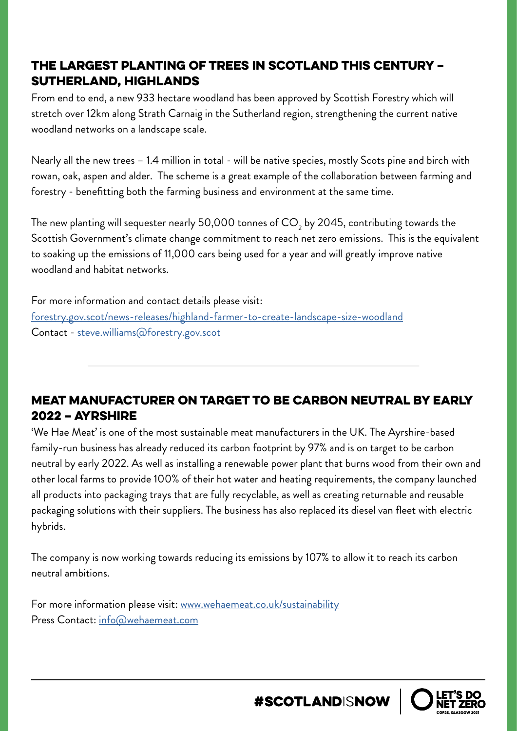## THE LARGEST PLANTING OF TREES IN SCOTLAND THIS CENTURY – SUTHERLAND, HIGHLANDS

From end to end, a new 933 hectare woodland has been approved by Scottish Forestry which will stretch over 12km along Strath Carnaig in the Sutherland region, strengthening the current native woodland networks on a landscape scale.

Nearly all the new trees – 1.4 million in total - will be native species, mostly Scots pine and birch with rowan, oak, aspen and alder. The scheme is a great example of the collaboration between farming and forestry - benefitting both the farming business and environment at the same time.

The new planting will sequester nearly 50,000 tonnes of $CO_2$ by 2045, contributing towards the Scottish Government's climate change commitment to reach net zero emissions. This is the equivalent to soaking up the emissions of 11,000 cars being used for a year and will greatly improve native woodland and habitat networks.

For more information and contact details please visit:
forestry.gov.scot/news-releases/highland-farmer-to-create-landscape-size-woodland
Contact - steve.williams@forestry.gov.scot

---

## MEAT MANUFACTURER ON TARGET TO BE CARBON NEUTRAL BY EARLY 2022 – AYRSHIRE

'We Hae Meat' is one of the most sustainable meat manufacturers in the UK. The Ayrshire-based family-run business has already reduced its carbon footprint by 97% and is on target to be carbon neutral by early 2022. As well as installing a renewable power plant that burns wood from their own and other local farms to provide 100% of their hot water and heating requirements, the company launched all products into packaging trays that are fully recyclable, as well as creating returnable and reusable packaging solutions with their suppliers. The business has also replaced its diesel van fleet with electric hybrids.

The company is now working towards reducing its emissions by 107% to allow it to reach its carbon neutral ambitions.

For more information please visit: www.wehaemeat.co.uk/sustainability
Press Contact: info@wehaemeat.com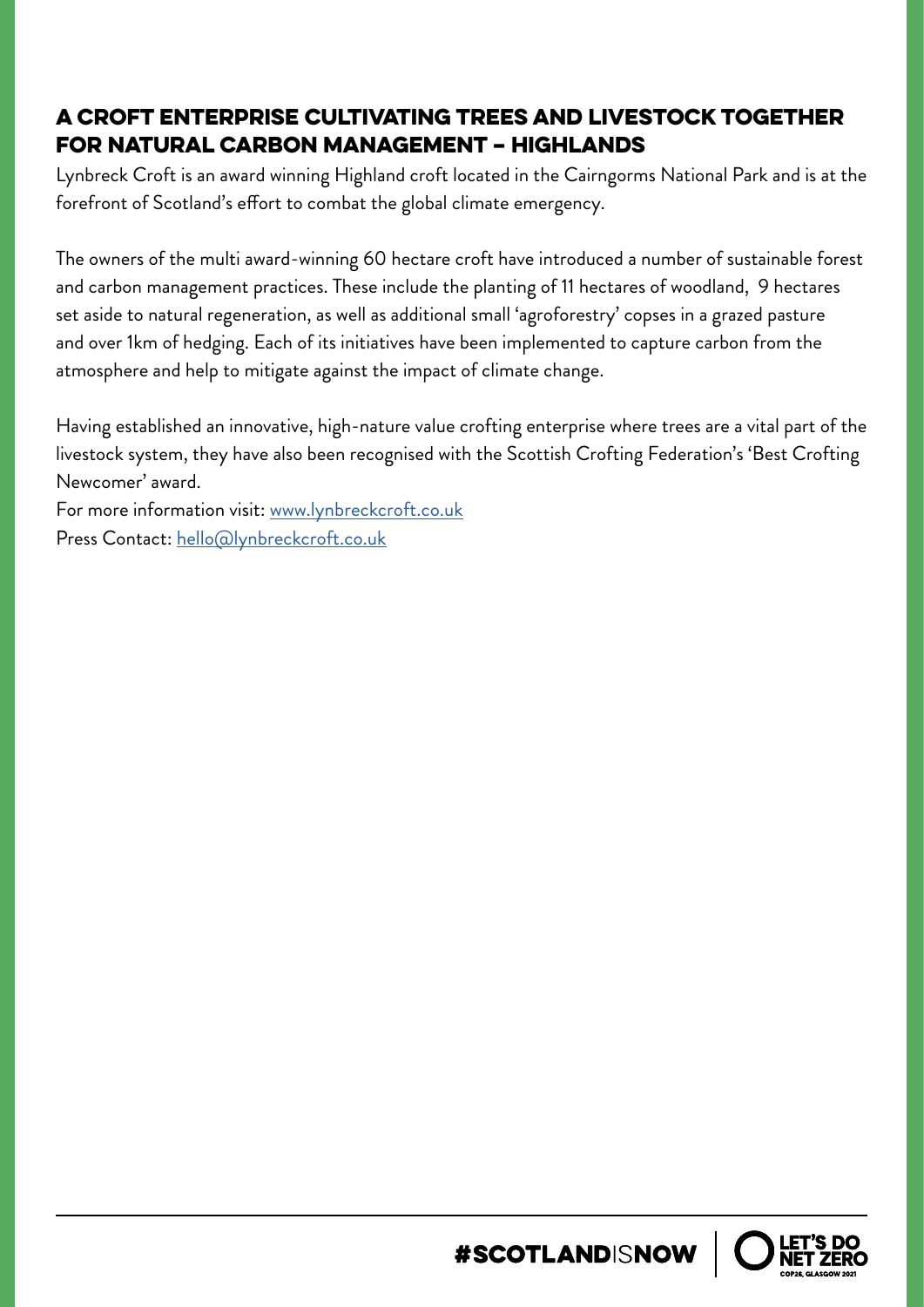## A CROFT ENTERPRISE CULTIVATING TREES AND LIVESTOCK TOGETHER FOR NATURAL CARBON MANAGEMENT – HIGHLANDS

Lynbreck Croft is an award winning Highland croft located in the Cairngorms National Park and is at the forefront of Scotland's effort to combat the global climate emergency.

The owners of the multi award-winning 60 hectare croft have introduced a number of sustainable forest and carbon management practices. These include the planting of 11 hectares of woodland, 9 hectares set aside to natural regeneration, as well as additional small 'agroforestry' copses in a grazed pasture and over 1km of hedging. Each of its initiatives have been implemented to capture carbon from the atmosphere and help to mitigate against the impact of climate change.

Having established an innovative, high-nature value crofting enterprise where trees are a vital part of the livestock system, they have also been recognised with the Scottish Crofting Federation's 'Best Crofting Newcomer' award.

For more information visit: [www.lynbreckcroft.co.uk](http://www.lynbreckcroft.co.uk)
Press Contact: [hello@lynbreckcroft.co.uk](mailto:hello@lynbreckcroft.co.uk)